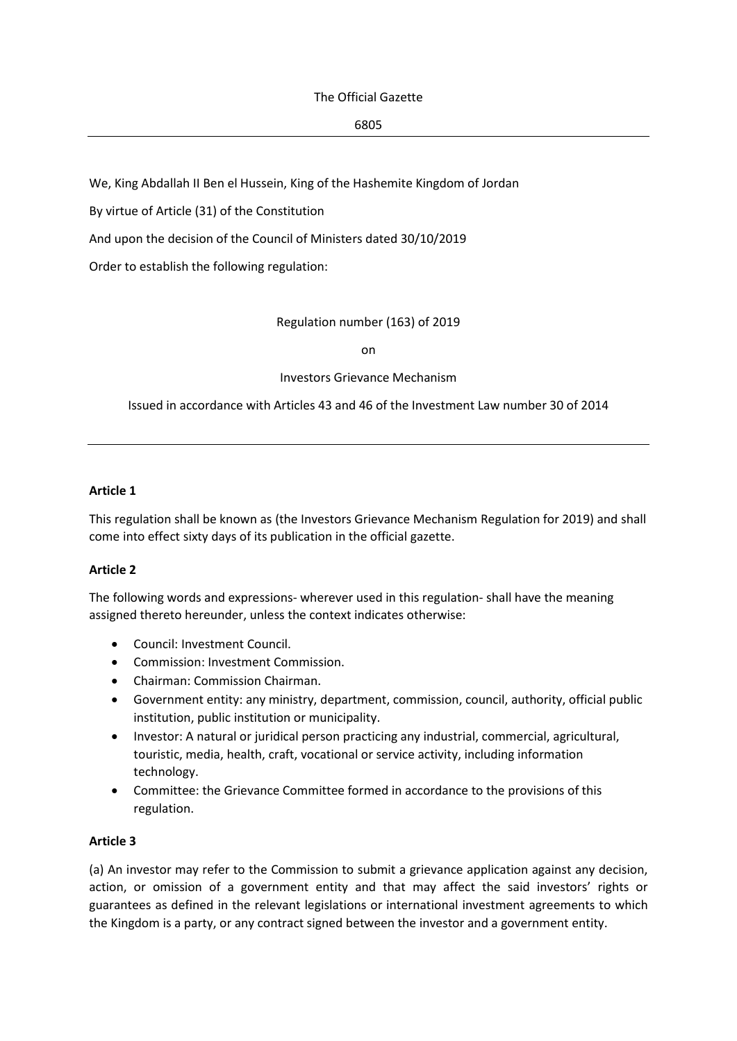The Official Gazette

6805

We, King Abdallah II Ben el Hussein, King of the Hashemite Kingdom of Jordan

By virtue of Article (31) of the Constitution

And upon the decision of the Council of Ministers dated 30/10/2019

Order to establish the following regulation:

Regulation number (163) of 2019

on

Investors Grievance Mechanism

Issued in accordance with Articles 43 and 46 of the Investment Law number 30 of 2014

---

**Article 1**

This regulation shall be known as (the Investors Grievance Mechanism Regulation for 2019) and shall come into effect sixty days of its publication in the official gazette.

**Article 2**

The following words and expressions- wherever used in this regulation- shall have the meaning assigned thereto hereunder, unless the context indicates otherwise:

- Council: Investment Council.
- Commission: Investment Commission.
- Chairman: Commission Chairman.
- Government entity: any ministry, department, commission, council, authority, official public institution, public institution or municipality.
- Investor: A natural or juridical person practicing any industrial, commercial, agricultural, touristic, media, health, craft, vocational or service activity, including information technology.
- Committee: the Grievance Committee formed in accordance to the provisions of this regulation.

**Article 3**

(a) An investor may refer to the Commission to submit a grievance application against any decision, action, or omission of a government entity and that may affect the said investors' rights or guarantees as defined in the relevant legislations or international investment agreements to which the Kingdom is a party, or any contract signed between the investor and a government entity.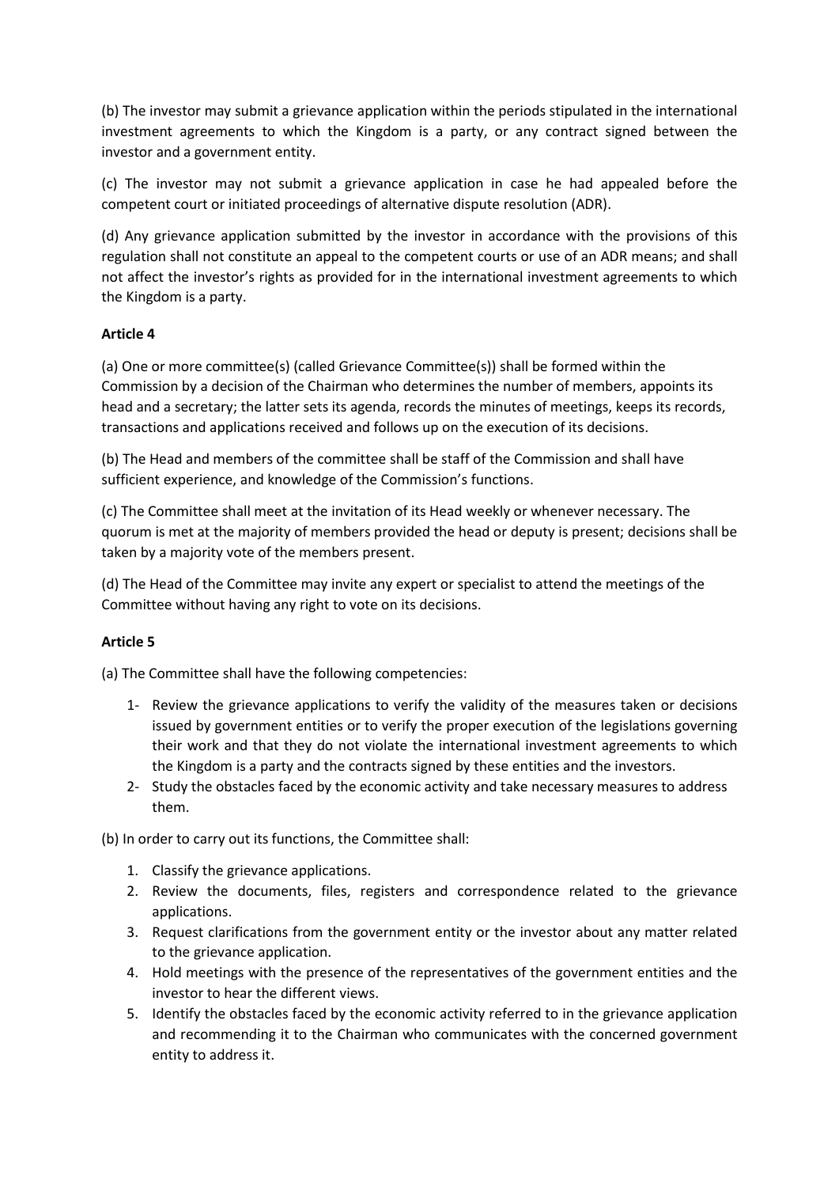(b) The investor may submit a grievance application within the periods stipulated in the international investment agreements to which the Kingdom is a party, or any contract signed between the investor and a government entity.

(c) The investor may not submit a grievance application in case he had appealed before the competent court or initiated proceedings of alternative dispute resolution (ADR).

(d) Any grievance application submitted by the investor in accordance with the provisions of this regulation shall not constitute an appeal to the competent courts or use of an ADR means; and shall not affect the investor's rights as provided for in the international investment agreements to which the Kingdom is a party.

**Article 4**

(a) One or more committee(s) (called Grievance Committee(s)) shall be formed within the Commission by a decision of the Chairman who determines the number of members, appoints its head and a secretary; the latter sets its agenda, records the minutes of meetings, keeps its records, transactions and applications received and follows up on the execution of its decisions.

(b) The Head and members of the committee shall be staff of the Commission and shall have sufficient experience, and knowledge of the Commission's functions.

(c) The Committee shall meet at the invitation of its Head weekly or whenever necessary. The quorum is met at the majority of members provided the head or deputy is present; decisions shall be taken by a majority vote of the members present.

(d) The Head of the Committee may invite any expert or specialist to attend the meetings of the Committee without having any right to vote on its decisions.

**Article 5**

(a) The Committee shall have the following competencies:

1- Review the grievance applications to verify the validity of the measures taken or decisions issued by government entities or to verify the proper execution of the legislations governing their work and that they do not violate the international investment agreements to which the Kingdom is a party and the contracts signed by these entities and the investors.
2- Study the obstacles faced by the economic activity and take necessary measures to address them.

(b) In order to carry out its functions, the Committee shall:

1. Classify the grievance applications.
2. Review the documents, files, registers and correspondence related to the grievance applications.
3. Request clarifications from the government entity or the investor about any matter related to the grievance application.
4. Hold meetings with the presence of the representatives of the government entities and the investor to hear the different views.
5. Identify the obstacles faced by the economic activity referred to in the grievance application and recommending it to the Chairman who communicates with the concerned government entity to address it.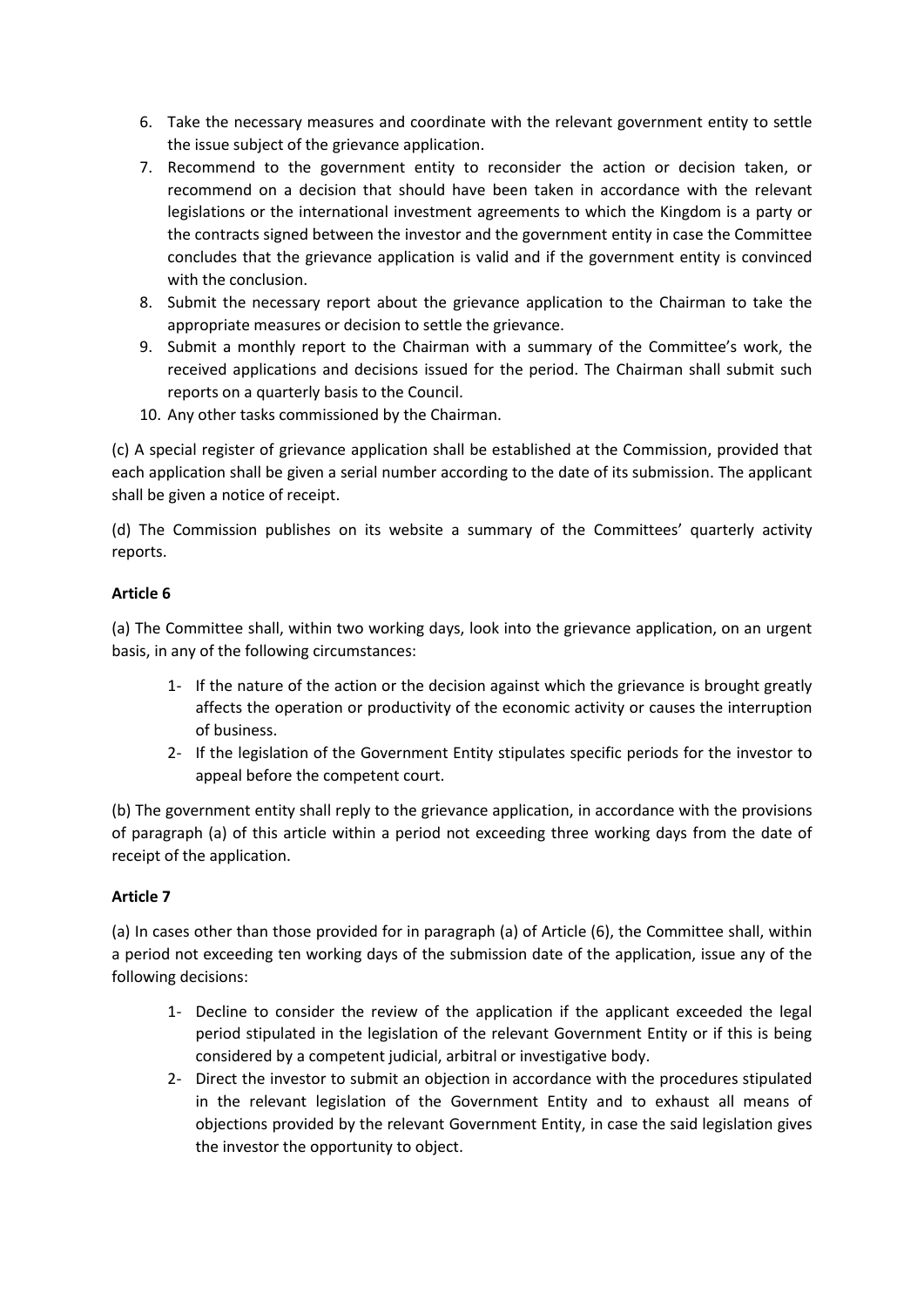6. Take the necessary measures and coordinate with the relevant government entity to settle the issue subject of the grievance application.
7. Recommend to the government entity to reconsider the action or decision taken, or recommend on a decision that should have been taken in accordance with the relevant legislations or the international investment agreements to which the Kingdom is a party or the contracts signed between the investor and the government entity in case the Committee concludes that the grievance application is valid and if the government entity is convinced with the conclusion.
8. Submit the necessary report about the grievance application to the Chairman to take the appropriate measures or decision to settle the grievance.
9. Submit a monthly report to the Chairman with a summary of the Committee's work, the received applications and decisions issued for the period. The Chairman shall submit such reports on a quarterly basis to the Council.
10. Any other tasks commissioned by the Chairman.

(c) A special register of grievance application shall be established at the Commission, provided that each application shall be given a serial number according to the date of its submission. The applicant shall be given a notice of receipt.

(d) The Commission publishes on its website a summary of the Committees' quarterly activity reports.

**Article 6**

(a) The Committee shall, within two working days, look into the grievance application, on an urgent basis, in any of the following circumstances:

1- If the nature of the action or the decision against which the grievance is brought greatly affects the operation or productivity of the economic activity or causes the interruption of business.

2- If the legislation of the Government Entity stipulates specific periods for the investor to appeal before the competent court.

(b) The government entity shall reply to the grievance application, in accordance with the provisions of paragraph (a) of this article within a period not exceeding three working days from the date of receipt of the application.

**Article 7**

(a) In cases other than those provided for in paragraph (a) of Article (6), the Committee shall, within a period not exceeding ten working days of the submission date of the application, issue any of the following decisions:

1- Decline to consider the review of the application if the applicant exceeded the legal period stipulated in the legislation of the relevant Government Entity or if this is being considered by a competent judicial, arbitral or investigative body.

2- Direct the investor to submit an objection in accordance with the procedures stipulated in the relevant legislation of the Government Entity and to exhaust all means of objections provided by the relevant Government Entity, in case the said legislation gives the investor the opportunity to object.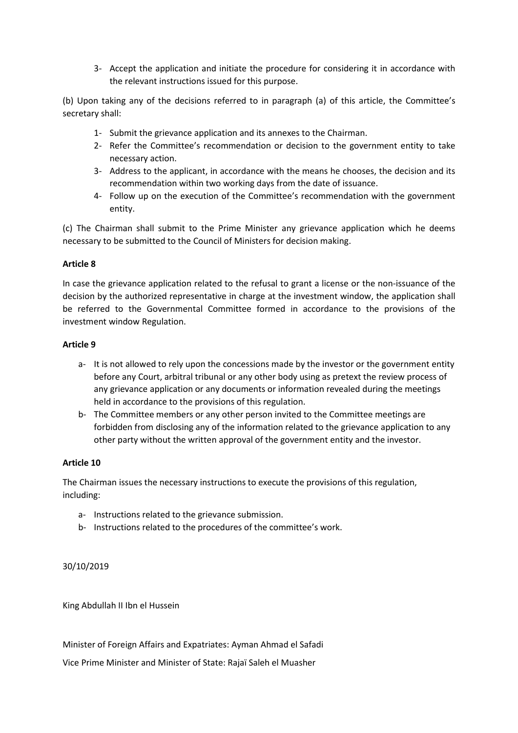3- Accept the application and initiate the procedure for considering it in accordance with the relevant instructions issued for this purpose.

(b) Upon taking any of the decisions referred to in paragraph (a) of this article, the Committee's secretary shall:

1- Submit the grievance application and its annexes to the Chairman.
2- Refer the Committee's recommendation or decision to the government entity to take necessary action.
3- Address to the applicant, in accordance with the means he chooses, the decision and its recommendation within two working days from the date of issuance.
4- Follow up on the execution of the Committee's recommendation with the government entity.

(c) The Chairman shall submit to the Prime Minister any grievance application which he deems necessary to be submitted to the Council of Ministers for decision making.

**Article 8**

In case the grievance application related to the refusal to grant a license or the non-issuance of the decision by the authorized representative in charge at the investment window, the application shall be referred to the Governmental Committee formed in accordance to the provisions of the investment window Regulation.

**Article 9**

a- It is not allowed to rely upon the concessions made by the investor or the government entity before any Court, arbitral tribunal or any other body using as pretext the review process of any grievance application or any documents or information revealed during the meetings held in accordance to the provisions of this regulation.
b- The Committee members or any other person invited to the Committee meetings are forbidden from disclosing any of the information related to the grievance application to any other party without the written approval of the government entity and the investor.

**Article 10**

The Chairman issues the necessary instructions to execute the provisions of this regulation, including:

a- Instructions related to the grievance submission.
b- Instructions related to the procedures of the committee's work.

30/10/2019

King Abdullah II Ibn el Hussein

Minister of Foreign Affairs and Expatriates: Ayman Ahmad el Safadi

Vice Prime Minister and Minister of State: Rajaï Saleh el Muasher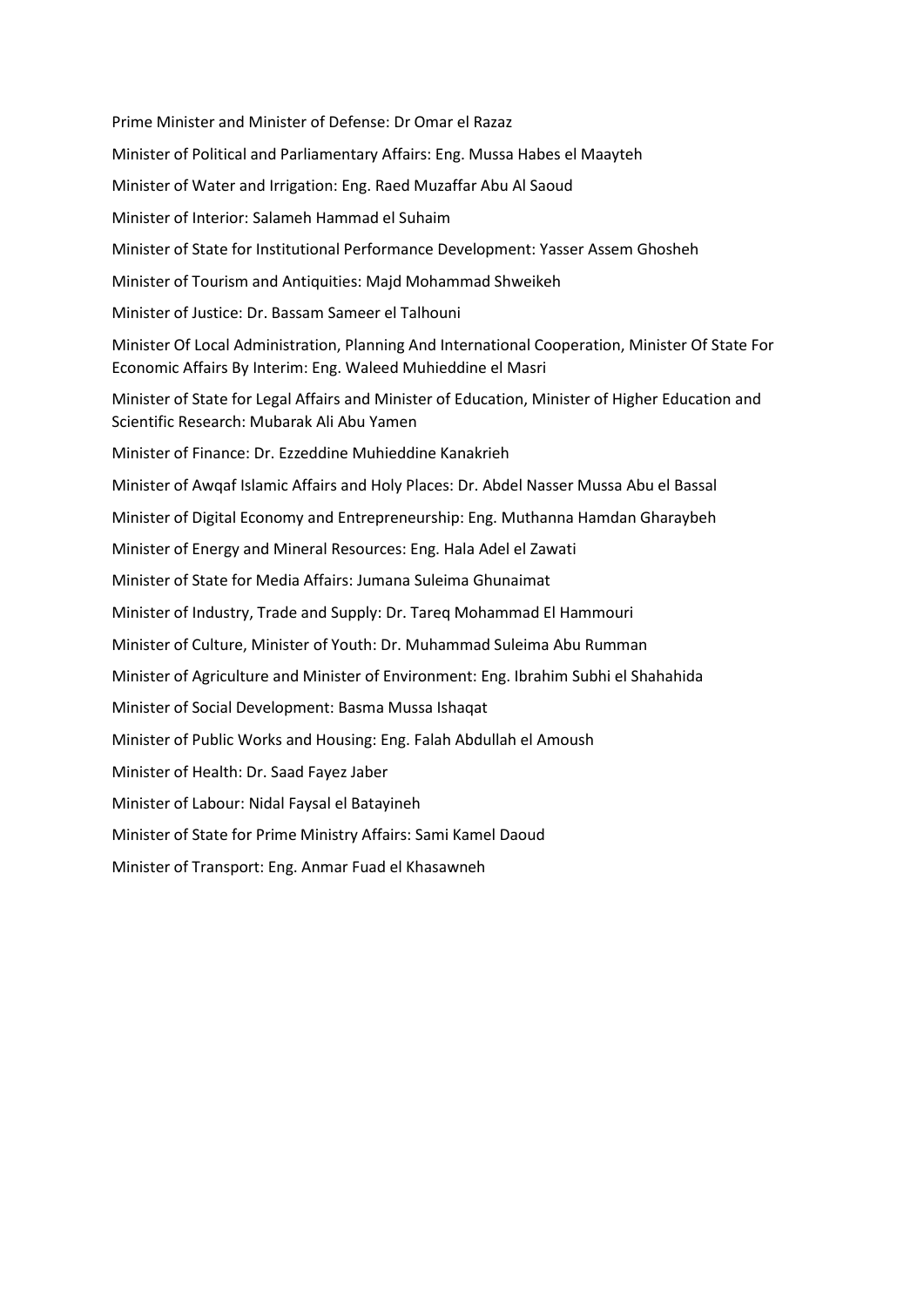Prime Minister and Minister of Defense: Dr Omar el Razaz

Minister of Political and Parliamentary Affairs: Eng. Mussa Habes el Maayteh

Minister of Water and Irrigation: Eng. Raed Muzaffar Abu Al Saoud

Minister of Interior: Salameh Hammad el Suhaim

Minister of State for Institutional Performance Development: Yasser Assem Ghosheh

Minister of Tourism and Antiquities: Majd Mohammad Shweikeh

Minister of Justice: Dr. Bassam Sameer el Talhouni

Minister Of Local Administration, Planning And International Cooperation, Minister Of State For Economic Affairs By Interim: Eng. Waleed Muhieddine el Masri

Minister of State for Legal Affairs and Minister of Education, Minister of Higher Education and Scientific Research: Mubarak Ali Abu Yamen

Minister of Finance: Dr. Ezzeddine Muhieddine Kanakrieh

Minister of Awqaf Islamic Affairs and Holy Places: Dr. Abdel Nasser Mussa Abu el Bassal

Minister of Digital Economy and Entrepreneurship: Eng. Muthanna Hamdan Gharaybeh

Minister of Energy and Mineral Resources: Eng. Hala Adel el Zawati

Minister of State for Media Affairs: Jumana Suleima Ghunaimat

Minister of Industry, Trade and Supply: Dr. Tareq Mohammad El Hammouri

Minister of Culture, Minister of Youth: Dr. Muhammad Suleima Abu Rumman

Minister of Agriculture and Minister of Environment: Eng. Ibrahim Subhi el Shahahida

Minister of Social Development: Basma Mussa Ishaqat

Minister of Public Works and Housing: Eng. Falah Abdullah el Amoush

Minister of Health: Dr. Saad Fayez Jaber

Minister of Labour: Nidal Faysal el Batayineh

Minister of State for Prime Ministry Affairs: Sami Kamel Daoud

Minister of Transport: Eng. Anmar Fuad el Khasawneh